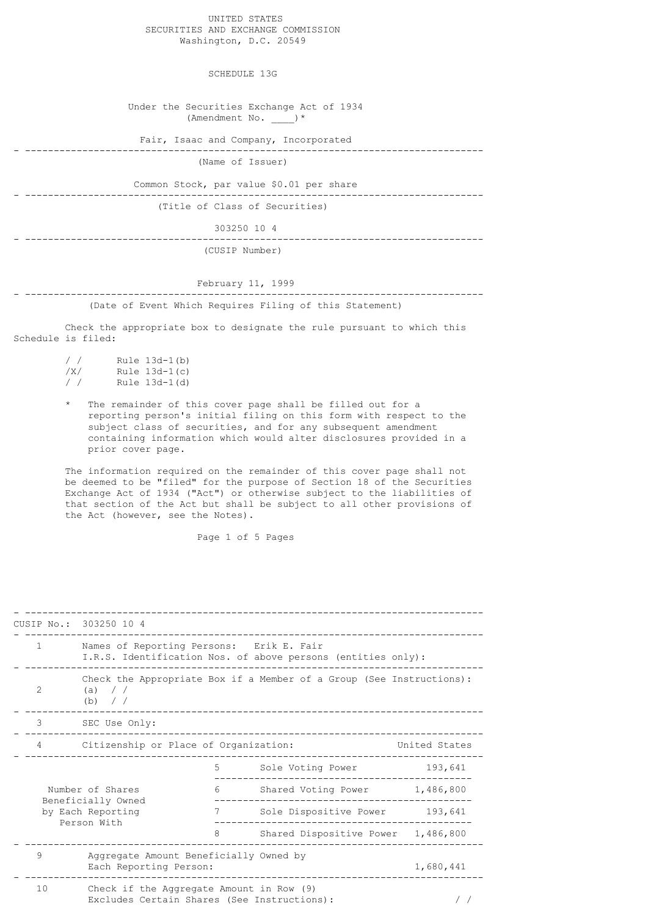UNITED STATES
SECURITIES AND EXCHANGE COMMISSION
Washington, D.C. 20549

# SCHEDULE 13G

Under the Securities Exchange Act of 1934
(Amendment No. ____)*

Fair, Isaac and Company, Incorporated

---

(Name of Issuer)

Common Stock, par value $0.01 per share

---

(Title of Class of Securities)

303250 10 4

---

(CUSIP Number)

February 11, 1999

---

(Date of Event Which Requires Filing of this Statement)

Check the appropriate box to designate the rule pursuant to which this Schedule is filed:

/ / Rule 13d-1(b)
/X/ Rule 13d-1(c)
/ / Rule 13d-1(d)

\* The remainder of this cover page shall be filled out for a reporting person's initial filing on this form with respect to the subject class of securities, and for any subsequent amendment containing information which would alter disclosures provided in a prior cover page.

The information required on the remainder of this cover page shall not be deemed to be "filed" for the purpose of Section 18 of the Securities Exchange Act of 1934 ("Act") or otherwise subject to the liabilities of that section of the Act but shall be subject to all other provisions of the Act (however, see the Notes).

---

CUSIP No.: 303250 10 4

| | | | | |
|---|---|---|---|---|
| 1 | Names of Reporting Persons: Erik E. Fair<br>I.R.S. Identification Nos. of above persons (entities only): | | | |
| 2 | Check the Appropriate Box if a Member of a Group (See Instructions):<br>(a) / /<br>(b) / / | | | |
| 3 | SEC Use Only: | | | |
| 4 | Citizenship or Place of Organization: | | | United States |
| Number of Shares Beneficially Owned by Each Reporting Person With | | 5 | Sole Voting Power | 193,641 |
| | | 6 | Shared Voting Power | 1,486,800 |
| | | 7 | Sole Dispositive Power | 193,641 |
| | | 8 | Shared Dispositive Power | 1,486,800 |
| 9 | Aggregate Amount Beneficially Owned by Each Reporting Person: | | | 1,680,441 |
| 10 | Check if the Aggregate Amount in Row (9) Excludes Certain Shares (See Instructions): | | | / / |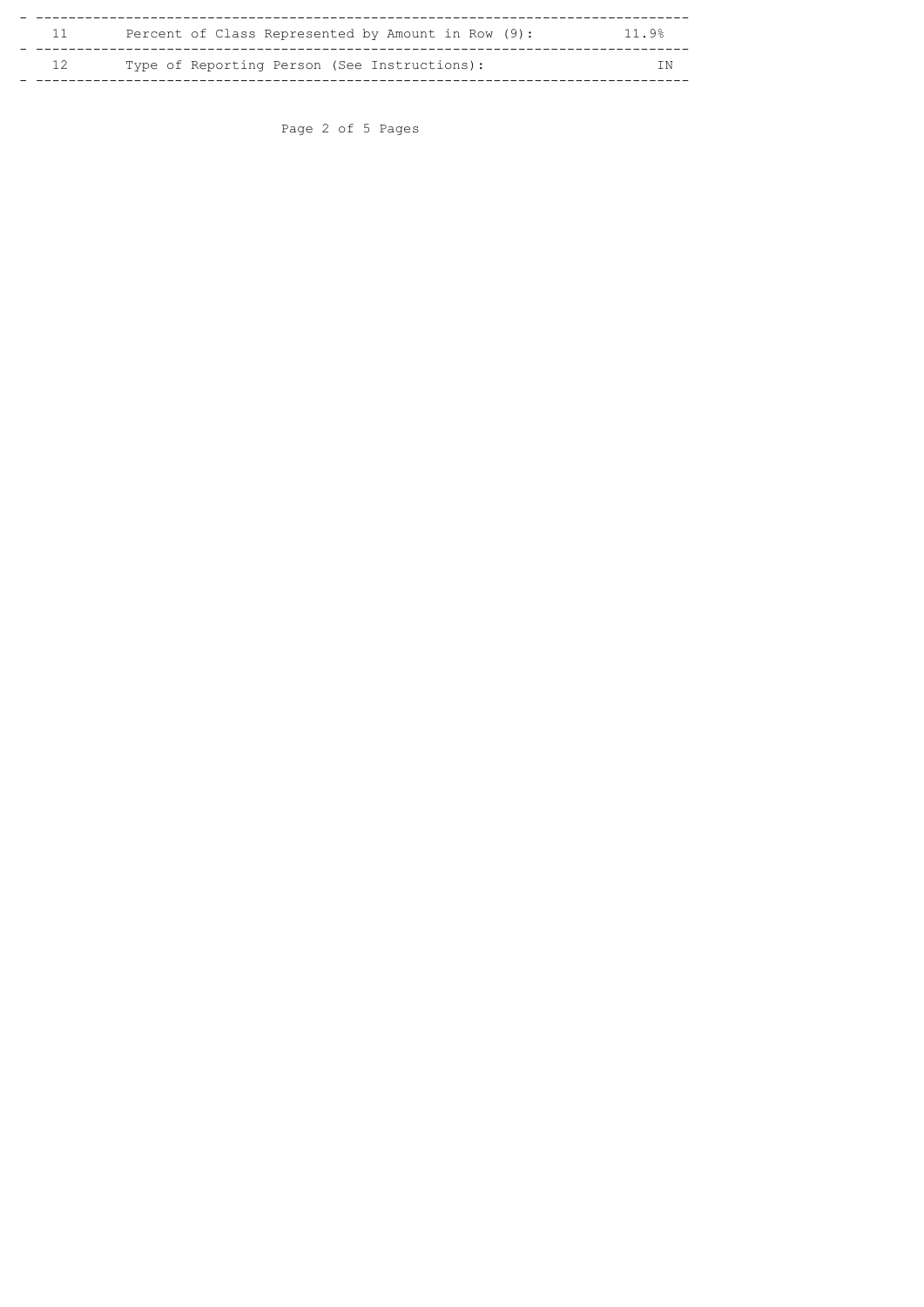| | | |
|---|---|---|
| 11 | Percent of Class Represented by Amount in Row (9): | 11.9% |
| 12 | Type of Reporting Person (See Instructions): | IN |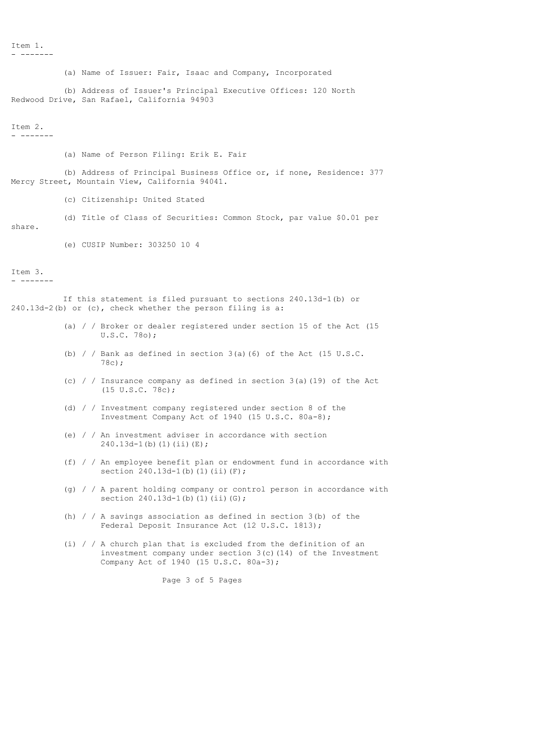## Item 1.

(a) Name of Issuer: Fair, Isaac and Company, Incorporated

(b) Address of Issuer's Principal Executive Offices: 120 North Redwood Drive, San Rafael, California 94903

## Item 2.

(a) Name of Person Filing: Erik E. Fair

(b) Address of Principal Business Office or, if none, Residence: 377 Mercy Street, Mountain View, California 94041.

(c) Citizenship: United Stated

(d) Title of Class of Securities: Common Stock, par value $0.01 per share.

(e) CUSIP Number: 303250 10 4

## Item 3.

If this statement is filed pursuant to sections 240.13d-1(b) or 240.13d-2(b) or (c), check whether the person filing is a:

(a) / / Broker or dealer registered under section 15 of the Act (15 U.S.C. 78o);

(b) / / Bank as defined in section 3(a)(6) of the Act (15 U.S.C. 78c);

(c) / / Insurance company as defined in section 3(a)(19) of the Act (15 U.S.C. 78c);

(d) / / Investment company registered under section 8 of the Investment Company Act of 1940 (15 U.S.C. 80a-8);

(e) / / An investment adviser in accordance with section 240.13d-1(b)(1)(ii)(E);

(f) / / An employee benefit plan or endowment fund in accordance with section 240.13d-1(b)(1)(ii)(F);

(g) / / A parent holding company or control person in accordance with section 240.13d-1(b)(1)(ii)(G);

(h) / / A savings association as defined in section 3(b) of the Federal Deposit Insurance Act (12 U.S.C. 1813);

(i) / / A church plan that is excluded from the definition of an investment company under section 3(c)(14) of the Investment Company Act of 1940 (15 U.S.C. 80a-3);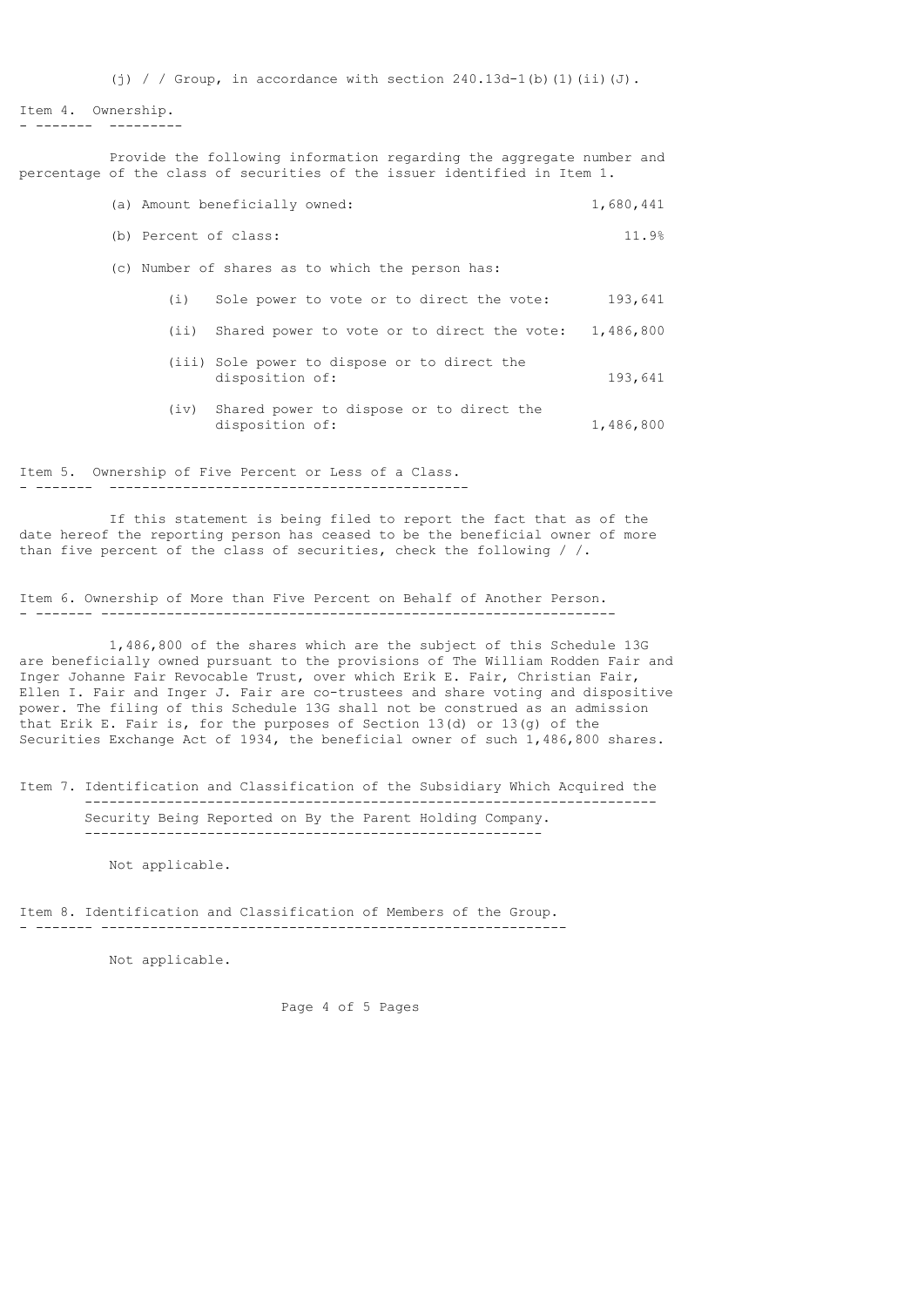(j) / / Group, in accordance with section 240.13d-1(b)(1)(ii)(J).

## Item 4. Ownership.

Provide the following information regarding the aggregate number and percentage of the class of securities of the issuer identified in Item 1.

(a) Amount beneficially owned: 1,680,441

(b) Percent of class: 11.9%

(c) Number of shares as to which the person has:

| | | |
|---|---|---|
| (i) | Sole power to vote or to direct the vote: | 193,641 |
| (ii) | Shared power to vote or to direct the vote: | 1,486,800 |
| (iii) | Sole power to dispose or to direct the disposition of: | 193,641 |
| (iv) | Shared power to dispose or to direct the disposition of: | 1,486,800 |

## Item 5. Ownership of Five Percent or Less of a Class.

If this statement is being filed to report the fact that as of the date hereof the reporting person has ceased to be the beneficial owner of more than five percent of the class of securities, check the following / /.

## Item 6. Ownership of More than Five Percent on Behalf of Another Person.

1,486,800 of the shares which are the subject of this Schedule 13G are beneficially owned pursuant to the provisions of The William Rodden Fair and Inger Johanne Fair Revocable Trust, over which Erik E. Fair, Christian Fair, Ellen I. Fair and Inger J. Fair are co-trustees and share voting and dispositive power. The filing of this Schedule 13G shall not be construed as an admission that Erik E. Fair is, for the purposes of Section 13(d) or 13(g) of the Securities Exchange Act of 1934, the beneficial owner of such 1,486,800 shares.

## Item 7. Identification and Classification of the Subsidiary Which Acquired the Security Being Reported on By the Parent Holding Company.

Not applicable.

## Item 8. Identification and Classification of Members of the Group.

Not applicable.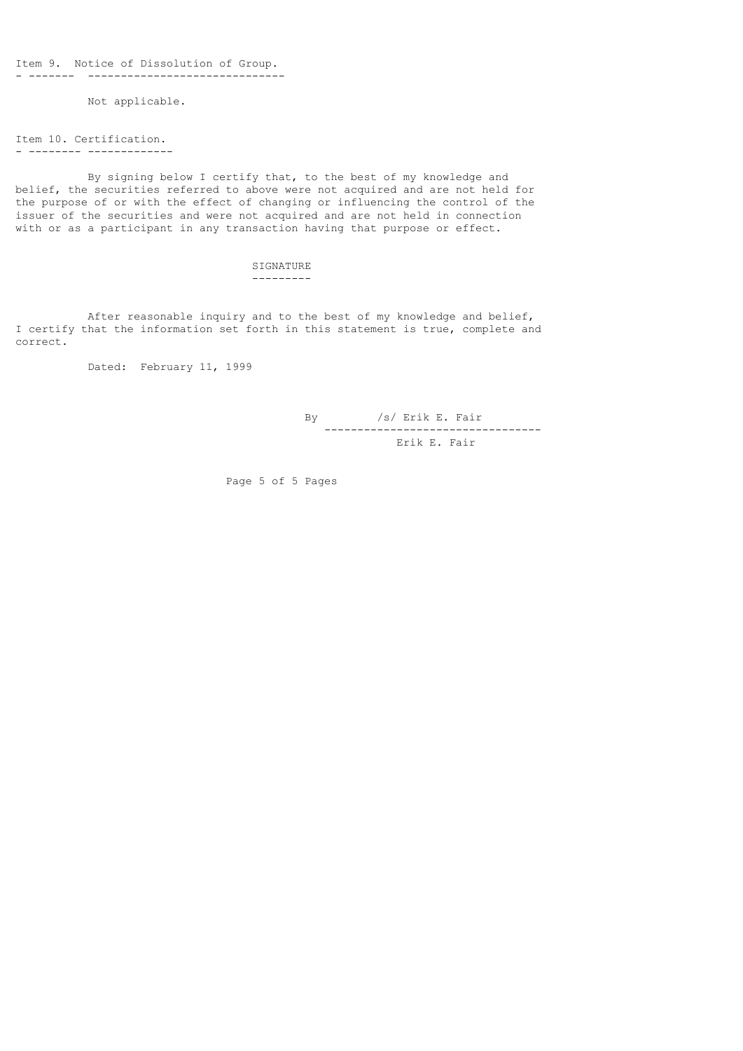## Item 9. Notice of Dissolution of Group.

Not applicable.

## Item 10. Certification.

By signing below I certify that, to the best of my knowledge and belief, the securities referred to above were not acquired and are not held for the purpose of or with the effect of changing or influencing the control of the issuer of the securities and were not acquired and are not held in connection with or as a participant in any transaction having that purpose or effect.

## SIGNATURE

After reasonable inquiry and to the best of my knowledge and belief, I certify that the information set forth in this statement is true, complete and correct.

Dated: February 11, 1999

By /s/ Erik E. Fair

Erik E. Fair